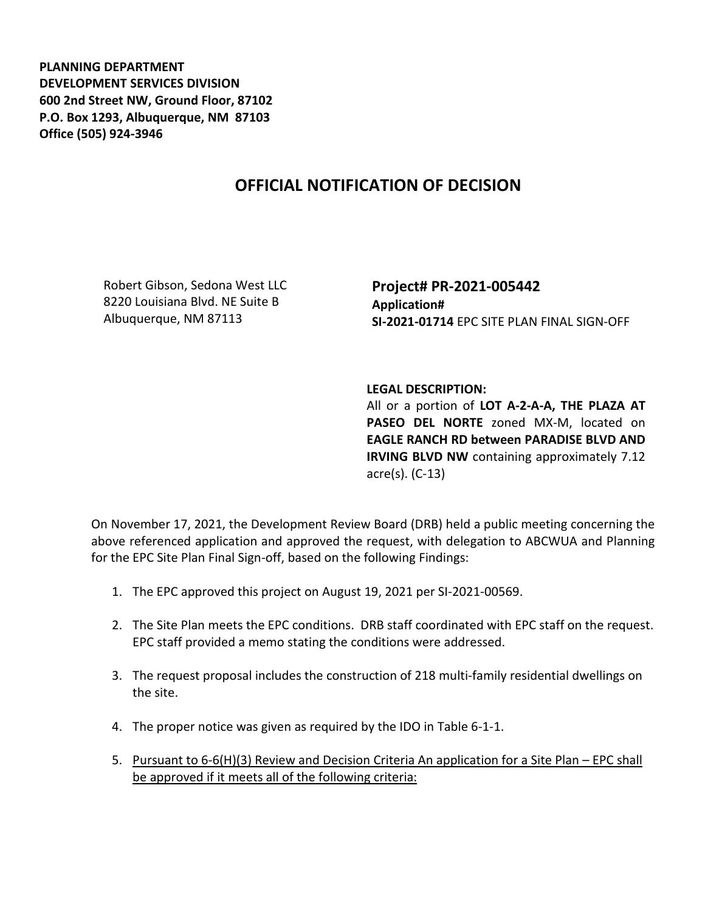**PLANNING DEPARTMENT**
**DEVELOPMENT SERVICES DIVISION**
**600 2nd Street NW, Ground Floor, 87102**
**P.O. Box 1293, Albuquerque, NM 87103**
**Office (505) 924-3946**

# OFFICIAL NOTIFICATION OF DECISION

Robert Gibson, Sedona West LLC
8220 Louisiana Blvd. NE Suite B
Albuquerque, NM 87113

**Project# PR-2021-005442**
**Application#**
**SI-2021-01714** EPC SITE PLAN FINAL SIGN-OFF

**LEGAL DESCRIPTION:**
All or a portion of **LOT A-2-A-A, THE PLAZA AT PASEO DEL NORTE** zoned MX-M, located on **EAGLE RANCH RD between PARADISE BLVD AND IRVING BLVD NW** containing approximately 7.12 acre(s). (C-13)

On November 17, 2021, the Development Review Board (DRB) held a public meeting concerning the above referenced application and approved the request, with delegation to ABCWUA and Planning for the EPC Site Plan Final Sign-off, based on the following Findings:

1. The EPC approved this project on August 19, 2021 per SI-2021-00569.
2. The Site Plan meets the EPC conditions. DRB staff coordinated with EPC staff on the request. EPC staff provided a memo stating the conditions were addressed.
3. The request proposal includes the construction of 218 multi-family residential dwellings on the site.
4. The proper notice was given as required by the IDO in Table 6-1-1.
5. <u>Pursuant to 6-6(H)(3) Review and Decision Criteria An application for a Site Plan – EPC shall be approved if it meets all of the following criteria:</u>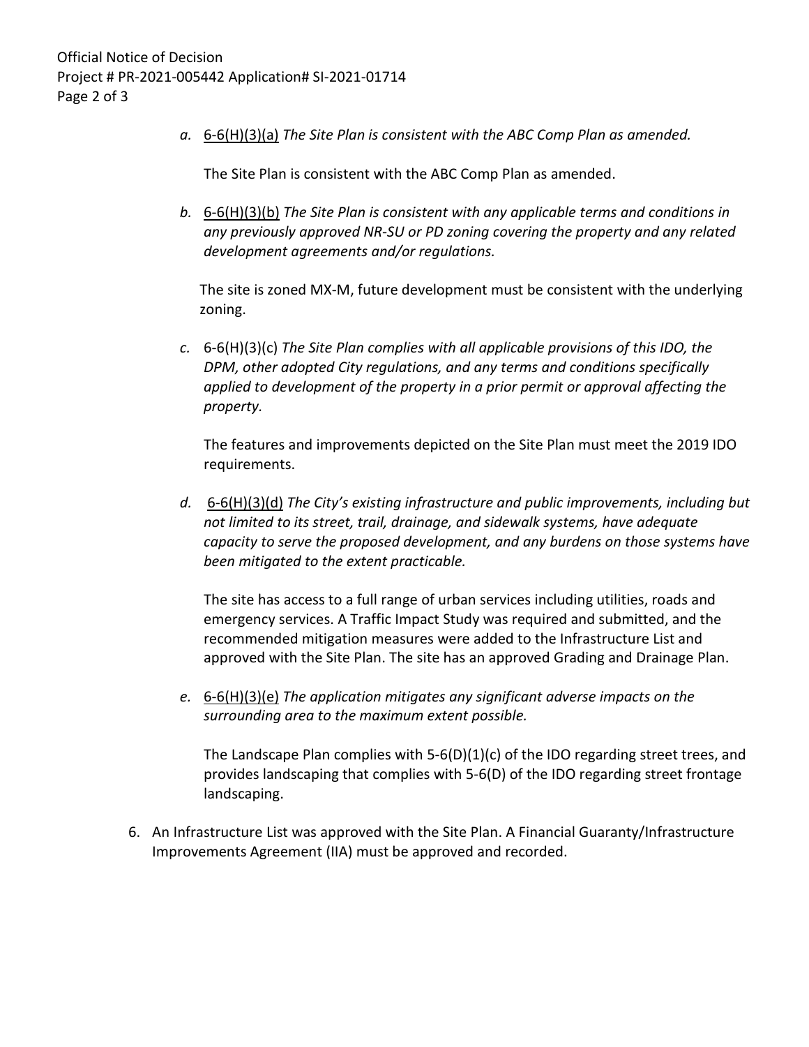a. 6-6(H)(3)(a) *The Site Plan is consistent with the ABC Comp Plan as amended.*

   The Site Plan is consistent with the ABC Comp Plan as amended.

b. 6-6(H)(3)(b) *The Site Plan is consistent with any applicable terms and conditions in any previously approved NR-SU or PD zoning covering the property and any related development agreements and/or regulations.*

   The site is zoned MX-M, future development must be consistent with the underlying zoning.

c. 6-6(H)(3)(c) *The Site Plan complies with all applicable provisions of this IDO, the DPM, other adopted City regulations, and any terms and conditions specifically applied to development of the property in a prior permit or approval affecting the property.*

   The features and improvements depicted on the Site Plan must meet the 2019 IDO requirements.

d. 6-6(H)(3)(d) *The City's existing infrastructure and public improvements, including but not limited to its street, trail, drainage, and sidewalk systems, have adequate capacity to serve the proposed development, and any burdens on those systems have been mitigated to the extent practicable.*

   The site has access to a full range of urban services including utilities, roads and emergency services. A Traffic Impact Study was required and submitted, and the recommended mitigation measures were added to the Infrastructure List and approved with the Site Plan. The site has an approved Grading and Drainage Plan.

e. 6-6(H)(3)(e) *The application mitigates any significant adverse impacts on the surrounding area to the maximum extent possible.*

   The Landscape Plan complies with 5-6(D)(1)(c) of the IDO regarding street trees, and provides landscaping that complies with 5-6(D) of the IDO regarding street frontage landscaping.

6. An Infrastructure List was approved with the Site Plan. A Financial Guaranty/Infrastructure Improvements Agreement (IIA) must be approved and recorded.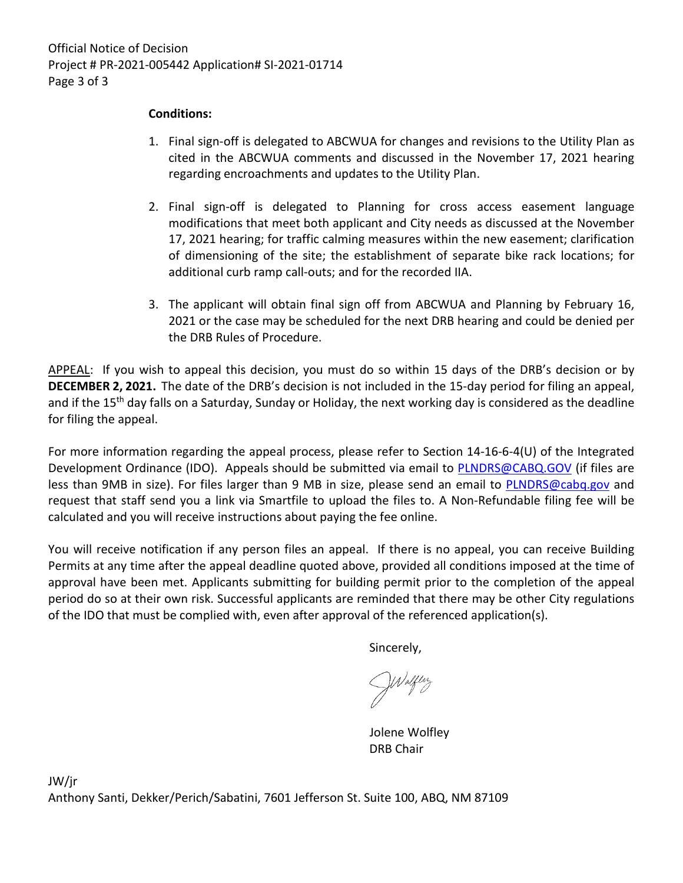**Conditions:**

1. Final sign-off is delegated to ABCWUA for changes and revisions to the Utility Plan as cited in the ABCWUA comments and discussed in the November 17, 2021 hearing regarding encroachments and updates to the Utility Plan.

2. Final sign-off is delegated to Planning for cross access easement language modifications that meet both applicant and City needs as discussed at the November 17, 2021 hearing; for traffic calming measures within the new easement; clarification of dimensioning of the site; the establishment of separate bike rack locations; for additional curb ramp call-outs; and for the recorded IIA.

3. The applicant will obtain final sign off from ABCWUA and Planning by February 16, 2021 or the case may be scheduled for the next DRB hearing and could be denied per the DRB Rules of Procedure.

APPEAL: If you wish to appeal this decision, you must do so within 15 days of the DRB's decision or by **DECEMBER 2, 2021.** The date of the DRB's decision is not included in the 15-day period for filing an appeal, and if the 15th day falls on a Saturday, Sunday or Holiday, the next working day is considered as the deadline for filing the appeal.

For more information regarding the appeal process, please refer to Section 14-16-6-4(U) of the Integrated Development Ordinance (IDO). Appeals should be submitted via email to PLNDRS@CABQ.GOV (if files are less than 9MB in size). For files larger than 9 MB in size, please send an email to PLNDRS@cabq.gov and request that staff send you a link via Smartfile to upload the files to. A Non-Refundable filing fee will be calculated and you will receive instructions about paying the fee online.

You will receive notification if any person files an appeal. If there is no appeal, you can receive Building Permits at any time after the appeal deadline quoted above, provided all conditions imposed at the time of approval have been met. Applicants submitting for building permit prior to the completion of the appeal period do so at their own risk. Successful applicants are reminded that there may be other City regulations of the IDO that must be complied with, even after approval of the referenced application(s).

Sincerely,

Jolene Wolfley
DRB Chair

JW/jr
Anthony Santi, Dekker/Perich/Sabatini, 7601 Jefferson St. Suite 100, ABQ, NM 87109